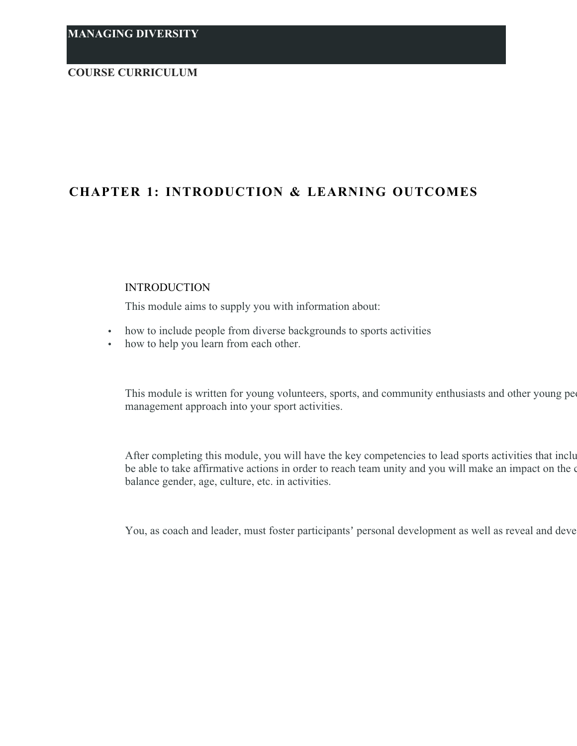# MANAGING DIVERSITY

**COURSE CURRICULUM**

## CHAPTER 1: INTRODUCTION & LEARNING OUTCOMES

### INTRODUCTION

This module aims to supply you with information about:

- how to include people from diverse backgrounds to sports activities
- how to help you learn from each other.

This module is written for young volunteers, sports, and community enthusiasts and other young peo management approach into your sport activities.

After completing this module, you will have the key competencies to lead sports activities that inclu be able to take affirmative actions in order to reach team unity and you will make an impact on the c balance gender, age, culture, etc. in activities.

You, as coach and leader, must foster participants' personal development as well as reveal and deve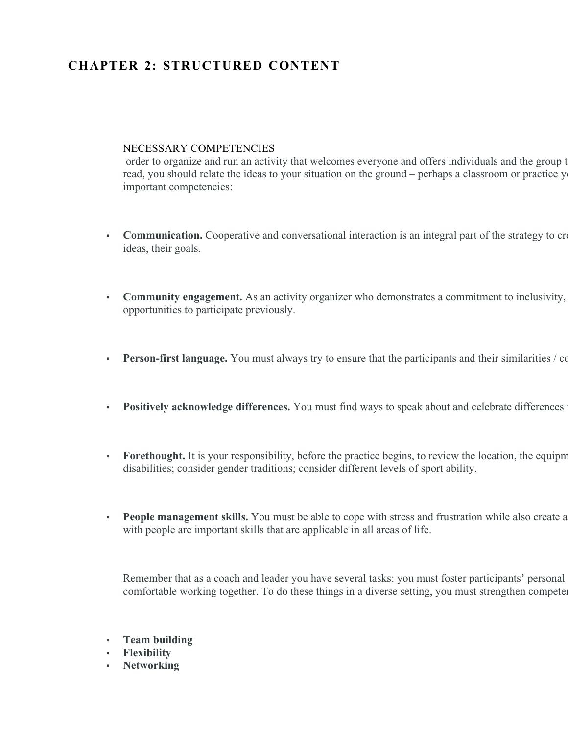# CHAPTER 2: STRUCTURED CONTENT

NECESSARY COMPETENCIES

order to organize and run an activity that welcomes everyone and offers individuals and the group t read, you should relate the ideas to your situation on the ground – perhaps a classroom or practice y important competencies:

- **Communication.** Cooperative and conversational interaction is an integral part of the strategy to cr ideas, their goals.

- **Community engagement.** As an activity organizer who demonstrates a commitment to inclusivity, opportunities to participate previously.

- **Person-first language.** You must always try to ensure that the participants and their similarities / co

- **Positively acknowledge differences.** You must find ways to speak about and celebrate differences

- **Forethought.** It is your responsibility, before the practice begins, to review the location, the equipm disabilities; consider gender traditions; consider different levels of sport ability.

- **People management skills.** You must be able to cope with stress and frustration while also create a with people are important skills that are applicable in all areas of life.

Remember that as a coach and leader you have several tasks: you must foster participants' personal comfortable working together. To do these things in a diverse setting, you must strengthen compete

- **Team building**
- **Flexibility**
- **Networking**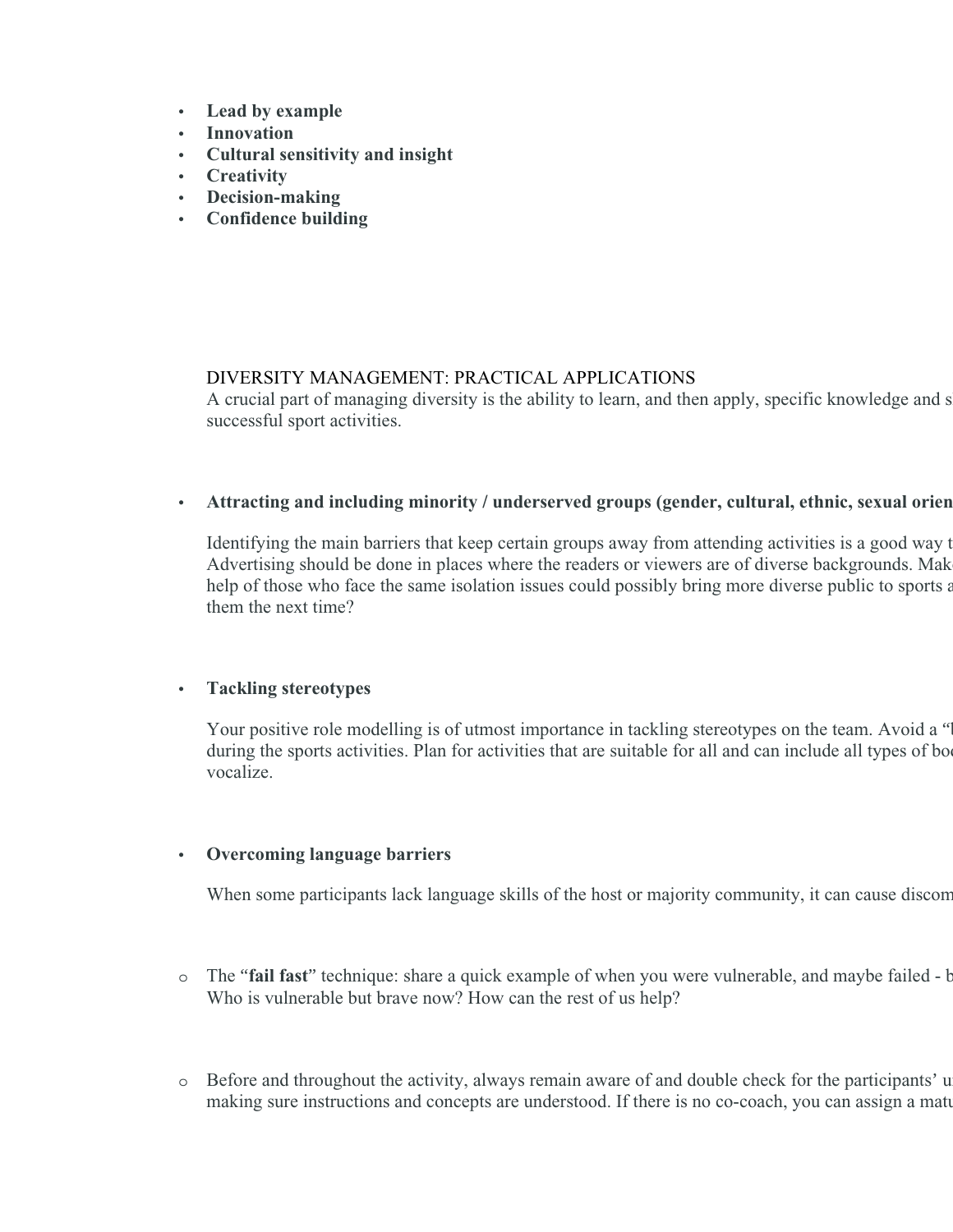- **Lead by example**
- **Innovation**
- **Cultural sensitivity and insight**
- **Creativity**
- **Decision-making**
- **Confidence building**

DIVERSITY MANAGEMENT: PRACTICAL APPLICATIONS

A crucial part of managing diversity is the ability to learn, and then apply, specific knowledge and s successful sport activities.

- **Attracting and including minority / underserved groups (gender, cultural, ethnic, sexual orien**

  Identifying the main barriers that keep certain groups away from attending activities is a good way t Advertising should be done in places where the readers or viewers are of diverse backgrounds. Mak help of those who face the same isolation issues could possibly bring more diverse public to sports a them the next time?

- **Tackling stereotypes**

  Your positive role modelling is of utmost importance in tackling stereotypes on the team. Avoid a "l during the sports activities. Plan for activities that are suitable for all and can include all types of bo vocalize.

- **Overcoming language barriers**

  When some participants lack language skills of the host or majority community, it can cause discom

  - The "**fail fast**" technique: share a quick example of when you were vulnerable, and maybe failed - b Who is vulnerable but brave now? How can the rest of us help?

  - Before and throughout the activity, always remain aware of and double check for the participants' u making sure instructions and concepts are understood. If there is no co-coach, you can assign a matu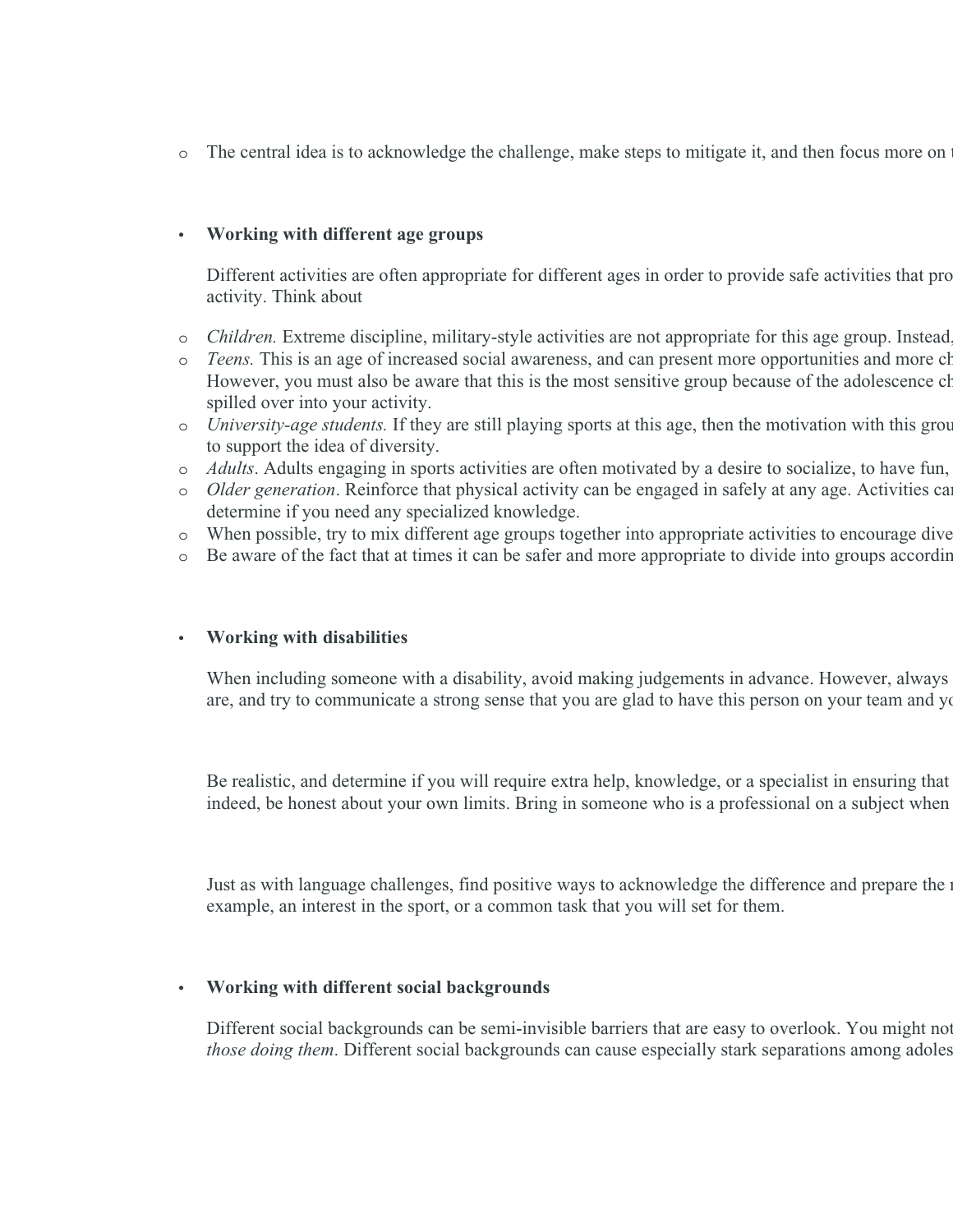- The central idea is to acknowledge the challenge, make steps to mitigate it, and then focus more on t

- **Working with different age groups**

  Different activities are often appropriate for different ages in order to provide safe activities that pro activity. Think about

  - *Children.* Extreme discipline, military-style activities are not appropriate for this age group. Instead,
  - *Teens.* This is an age of increased social awareness, and can present more opportunities and more ch However, you must also be aware that this is the most sensitive group because of the adolescence ch spilled over into your activity.
  - *University-age students.* If they are still playing sports at this age, then the motivation with this grou to support the idea of diversity.
  - *Adults*. Adults engaging in sports activities are often motivated by a desire to socialize, to have fun,
  - *Older generation*. Reinforce that physical activity can be engaged in safely at any age. Activities can determine if you need any specialized knowledge.
  - When possible, try to mix different age groups together into appropriate activities to encourage dive
  - Be aware of the fact that at times it can be safer and more appropriate to divide into groups accordin

- **Working with disabilities**

  When including someone with a disability, avoid making judgements in advance. However, always are, and try to communicate a strong sense that you are glad to have this person on your team and yo

  Be realistic, and determine if you will require extra help, knowledge, or a specialist in ensuring that indeed, be honest about your own limits. Bring in someone who is a professional on a subject when

  Just as with language challenges, find positive ways to acknowledge the difference and prepare the r example, an interest in the sport, or a common task that you will set for them.

- **Working with different social backgrounds**

  Different social backgrounds can be semi-invisible barriers that are easy to overlook. You might not *those doing them*. Different social backgrounds can cause especially stark separations among adoles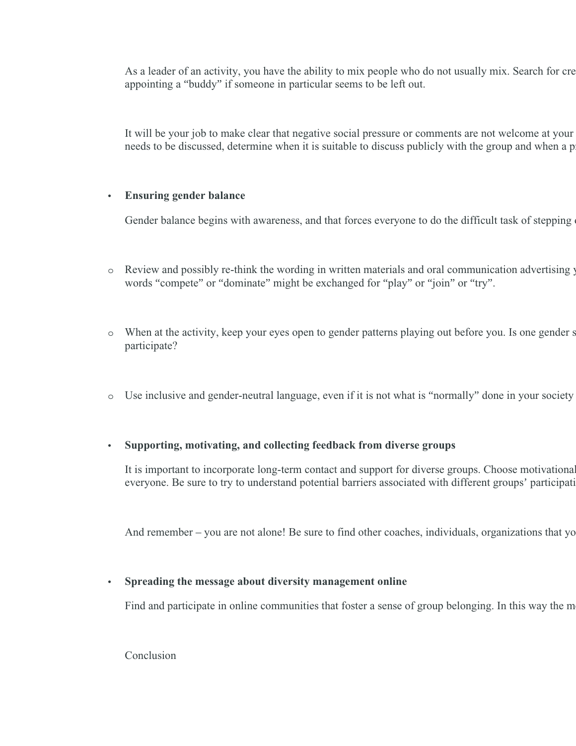As a leader of an activity, you have the ability to mix people who do not usually mix. Search for cre appointing a "buddy" if someone in particular seems to be left out.

It will be your job to make clear that negative social pressure or comments are not welcome at your needs to be discussed, determine when it is suitable to discuss publicly with the group and when a p

- **Ensuring gender balance**

  Gender balance begins with awareness, and that forces everyone to do the difficult task of stepping

  - Review and possibly re-think the wording in written materials and oral communication advertising y words "compete" or "dominate" might be exchanged for "play" or "join" or "try".

  - When at the activity, keep your eyes open to gender patterns playing out before you. Is one gender s participate?

  - Use inclusive and gender-neutral language, even if it is not what is "normally" done in your society

- **Supporting, motivating, and collecting feedback from diverse groups**

  It is important to incorporate long-term contact and support for diverse groups. Choose motivational everyone. Be sure to try to understand potential barriers associated with different groups' participati

  And remember – you are not alone! Be sure to find other coaches, individuals, organizations that yo

- **Spreading the message about diversity management online**

  Find and participate in online communities that foster a sense of group belonging. In this way the m

Conclusion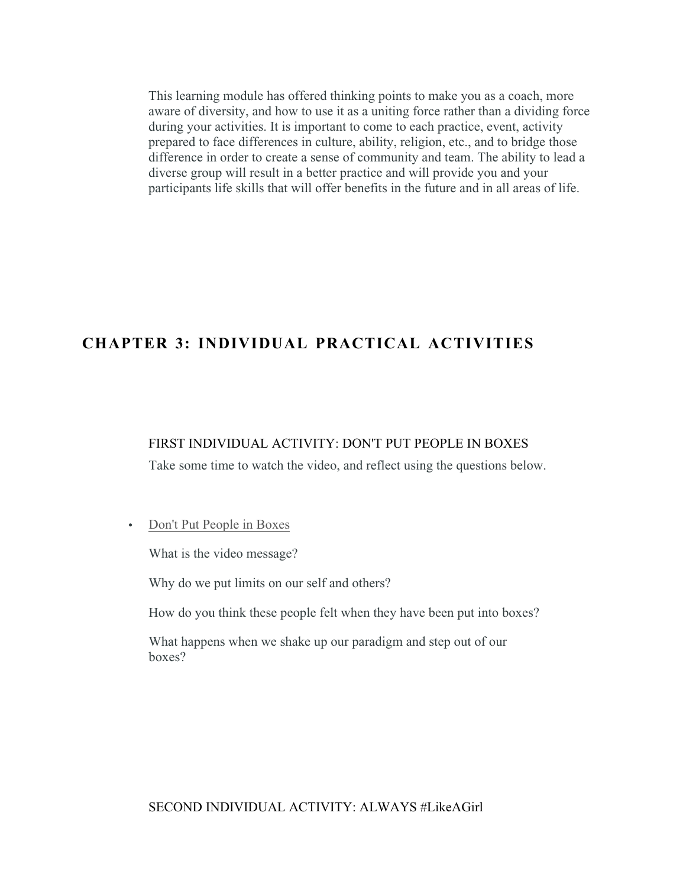This learning module has offered thinking points to make you as a coach, more aware of diversity, and how to use it as a uniting force rather than a dividing force during your activities. It is important to come to each practice, event, activity prepared to face differences in culture, ability, religion, etc., and to bridge those difference in order to create a sense of community and team. The ability to lead a diverse group will result in a better practice and will provide you and your participants life skills that will offer benefits in the future and in all areas of life.

# CHAPTER 3: INDIVIDUAL PRACTICAL ACTIVITIES

FIRST INDIVIDUAL ACTIVITY: DON'T PUT PEOPLE IN BOXES

Take some time to watch the video, and reflect using the questions below.

- Don't Put People in Boxes

  What is the video message?

  Why do we put limits on our self and others?

  How do you think these people felt when they have been put into boxes?

  What happens when we shake up our paradigm and step out of our boxes?

SECOND INDIVIDUAL ACTIVITY: ALWAYS #LikeAGirl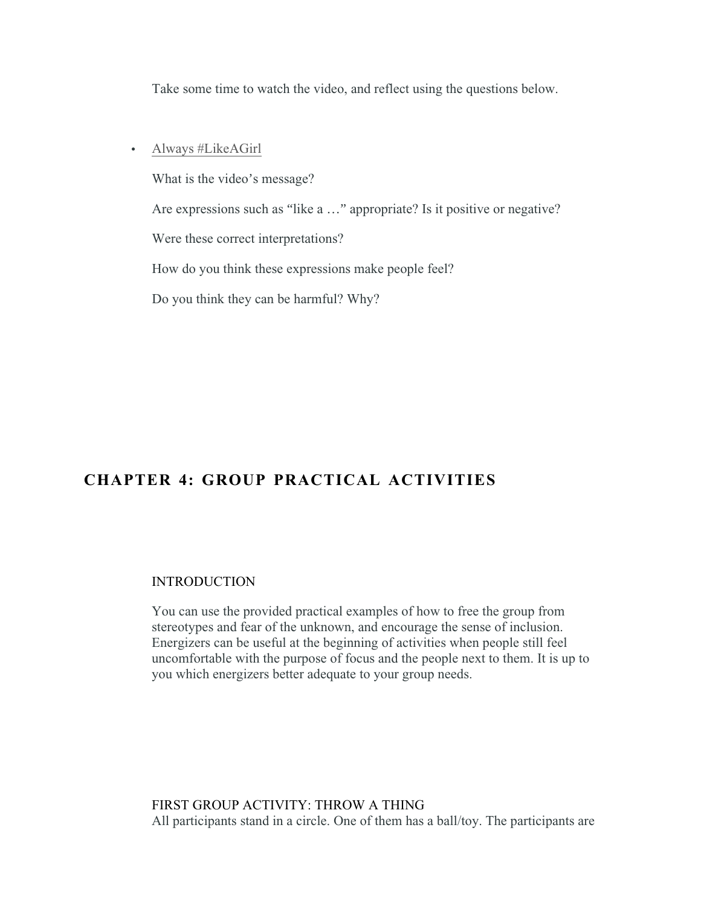Take some time to watch the video, and reflect using the questions below.

- Always #LikeAGirl

  What is the video's message?

  Are expressions such as "like a …" appropriate? Is it positive or negative?

  Were these correct interpretations?

  How do you think these expressions make people feel?

  Do you think they can be harmful? Why?

## CHAPTER 4: GROUP PRACTICAL ACTIVITIES

### INTRODUCTION

You can use the provided practical examples of how to free the group from stereotypes and fear of the unknown, and encourage the sense of inclusion. Energizers can be useful at the beginning of activities when people still feel uncomfortable with the purpose of focus and the people next to them. It is up to you which energizers better adequate to your group needs.

### FIRST GROUP ACTIVITY: THROW A THING

All participants stand in a circle. One of them has a ball/toy. The participants are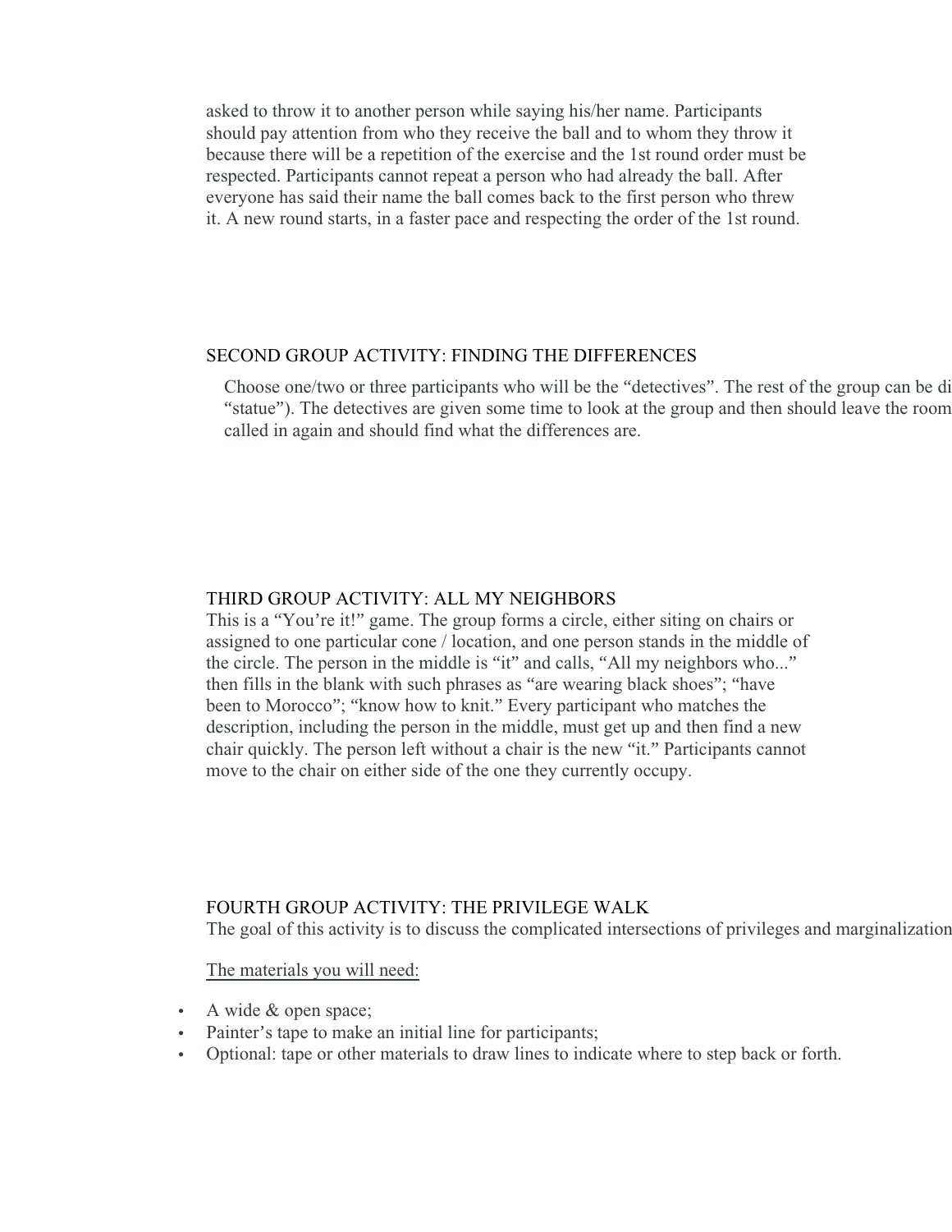asked to throw it to another person while saying his/her name. Participants should pay attention from who they receive the ball and to whom they throw it because there will be a repetition of the exercise and the 1st round order must be respected. Participants cannot repeat a person who had already the ball. After everyone has said their name the ball comes back to the first person who threw it. A new round starts, in a faster pace and respecting the order of the 1st round.

## SECOND GROUP ACTIVITY: FINDING THE DIFFERENCES

Choose one/two or three participants who will be the "detectives". The rest of the group can be di "statue"). The detectives are given some time to look at the group and then should leave the room called in again and should find what the differences are.

## THIRD GROUP ACTIVITY: ALL MY NEIGHBORS

This is a "You're it!" game. The group forms a circle, either siting on chairs or assigned to one particular cone / location, and one person stands in the middle of the circle. The person in the middle is "it" and calls, "All my neighbors who..." then fills in the blank with such phrases as "are wearing black shoes"; "have been to Morocco"; "know how to knit." Every participant who matches the description, including the person in the middle, must get up and then find a new chair quickly. The person left without a chair is the new "it." Participants cannot move to the chair on either side of the one they currently occupy.

## FOURTH GROUP ACTIVITY: THE PRIVILEGE WALK

The goal of this activity is to discuss the complicated intersections of privileges and marginalization

<u>The materials you will need:</u>

- A wide & open space;
- Painter's tape to make an initial line for participants;
- Optional: tape or other materials to draw lines to indicate where to step back or forth.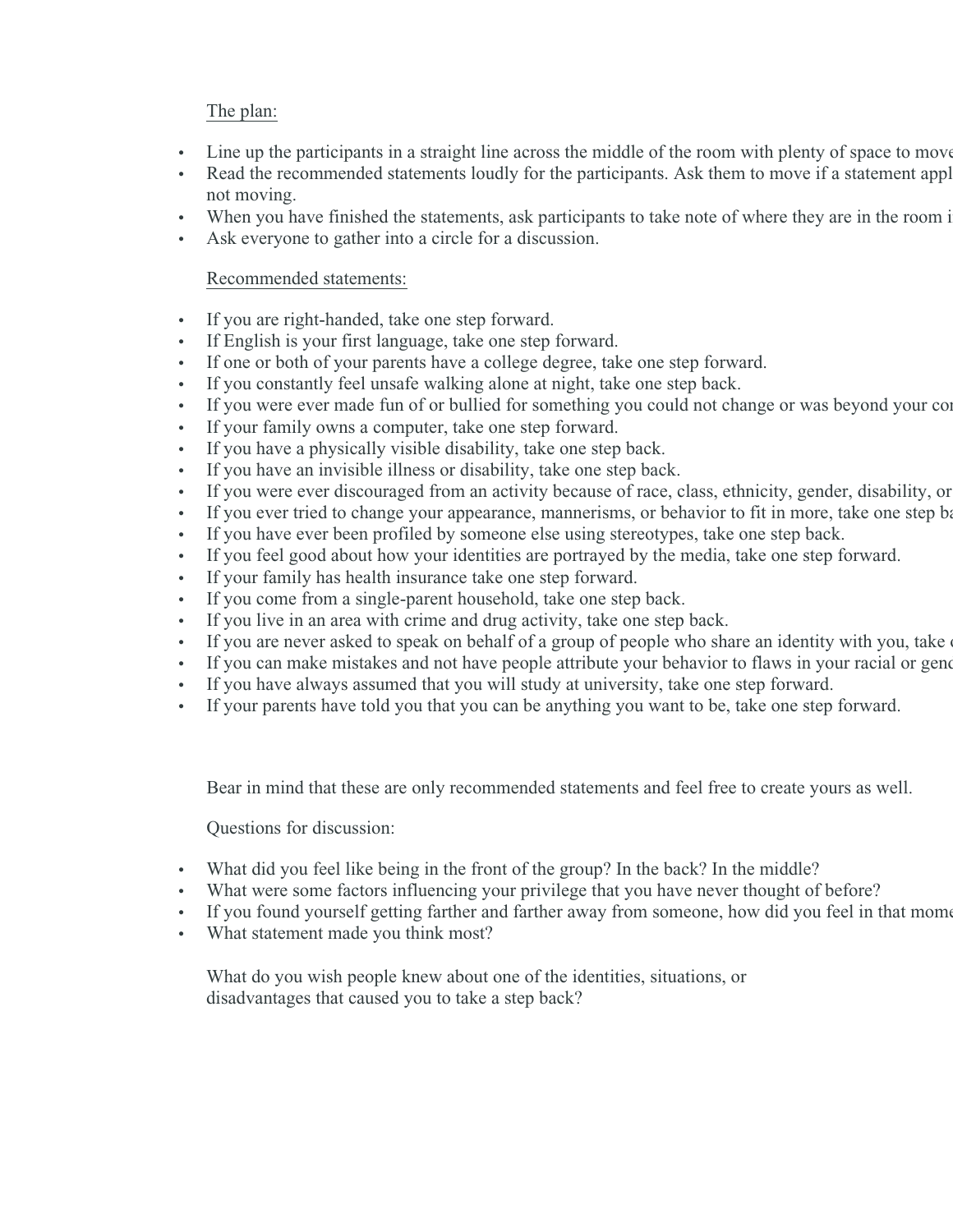The plan:

- Line up the participants in a straight line across the middle of the room with plenty of space to move
- Read the recommended statements loudly for the participants. Ask them to move if a statement appl not moving.
- When you have finished the statements, ask participants to take note of where they are in the room i
- Ask everyone to gather into a circle for a discussion.

Recommended statements:

- If you are right-handed, take one step forward.
- If English is your first language, take one step forward.
- If one or both of your parents have a college degree, take one step forward.
- If you constantly feel unsafe walking alone at night, take one step back.
- If you were ever made fun of or bullied for something you could not change or was beyond your cor
- If your family owns a computer, take one step forward.
- If you have a physically visible disability, take one step back.
- If you have an invisible illness or disability, take one step back.
- If you were ever discouraged from an activity because of race, class, ethnicity, gender, disability, or
- If you ever tried to change your appearance, mannerisms, or behavior to fit in more, take one step ba
- If you have ever been profiled by someone else using stereotypes, take one step back.
- If you feel good about how your identities are portrayed by the media, take one step forward.
- If your family has health insurance take one step forward.
- If you come from a single-parent household, take one step back.
- If you live in an area with crime and drug activity, take one step back.
- If you are never asked to speak on behalf of a group of people who share an identity with you, take
- If you can make mistakes and not have people attribute your behavior to flaws in your racial or genc
- If you have always assumed that you will study at university, take one step forward.
- If your parents have told you that you can be anything you want to be, take one step forward.

Bear in mind that these are only recommended statements and feel free to create yours as well.

Questions for discussion:

- What did you feel like being in the front of the group? In the back? In the middle?
- What were some factors influencing your privilege that you have never thought of before?
- If you found yourself getting farther and farther away from someone, how did you feel in that mome
- What statement made you think most?

What do you wish people knew about one of the identities, situations, or disadvantages that caused you to take a step back?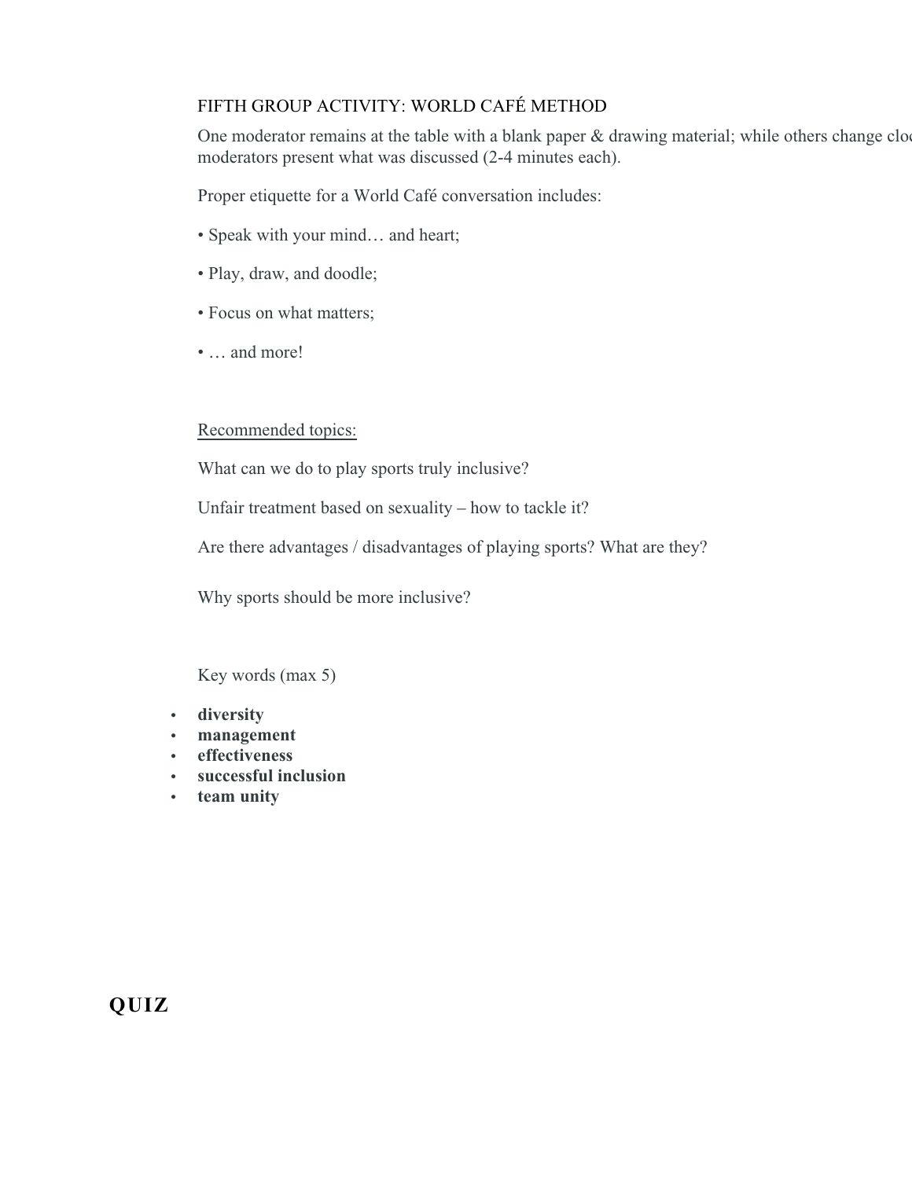FIFTH GROUP ACTIVITY: WORLD CAFÉ METHOD

One moderator remains at the table with a blank paper & drawing material; while others change clo
moderators present what was discussed (2-4 minutes each).

Proper etiquette for a World Café conversation includes:

• Speak with your mind… and heart;

• Play, draw, and doodle;

• Focus on what matters;

• … and more!

<u>Recommended topics:</u>

What can we do to play sports truly inclusive?

Unfair treatment based on sexuality – how to tackle it?

Are there advantages / disadvantages of playing sports? What are they?

Why sports should be more inclusive?

Key words (max 5)

- **diversity**
- **management**
- **effectiveness**
- **successful inclusion**
- **team unity**

# QUIZ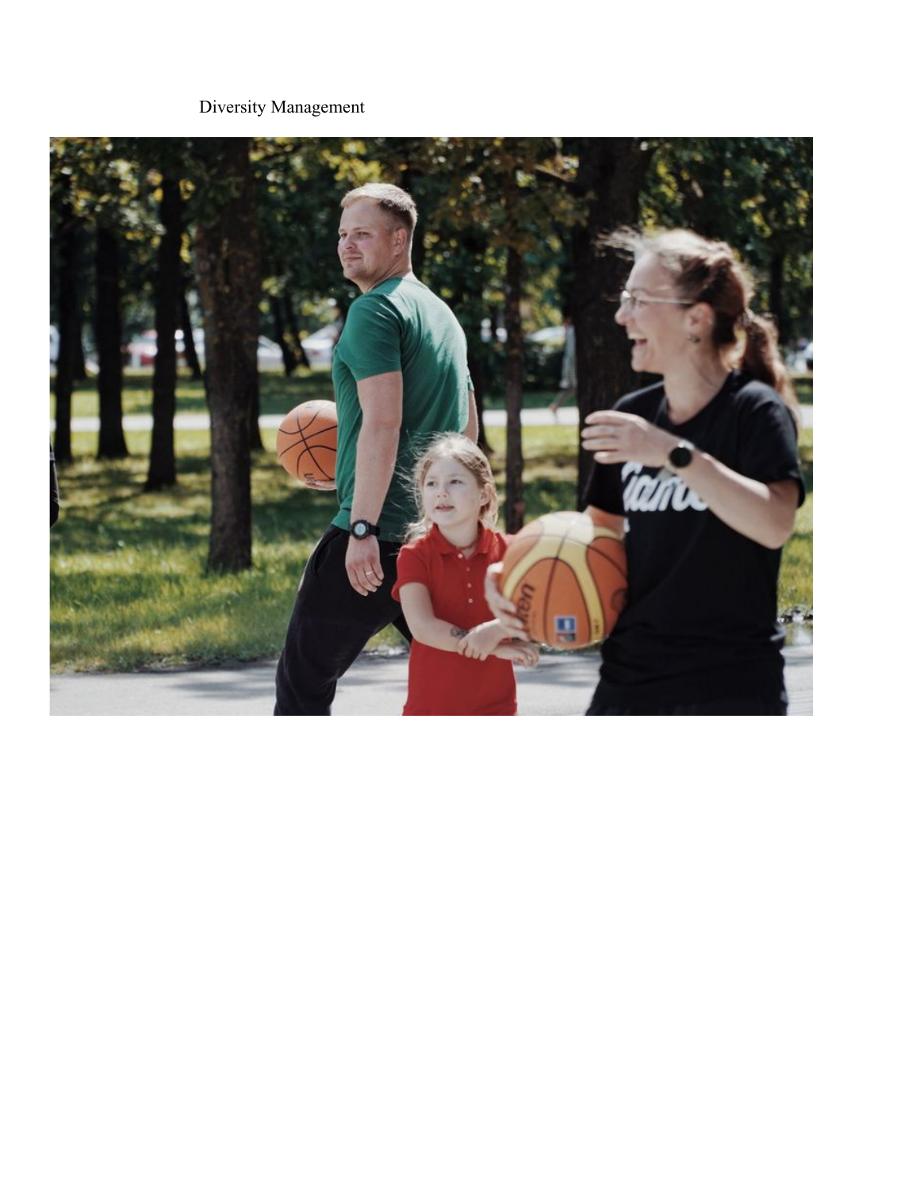Diversity Management